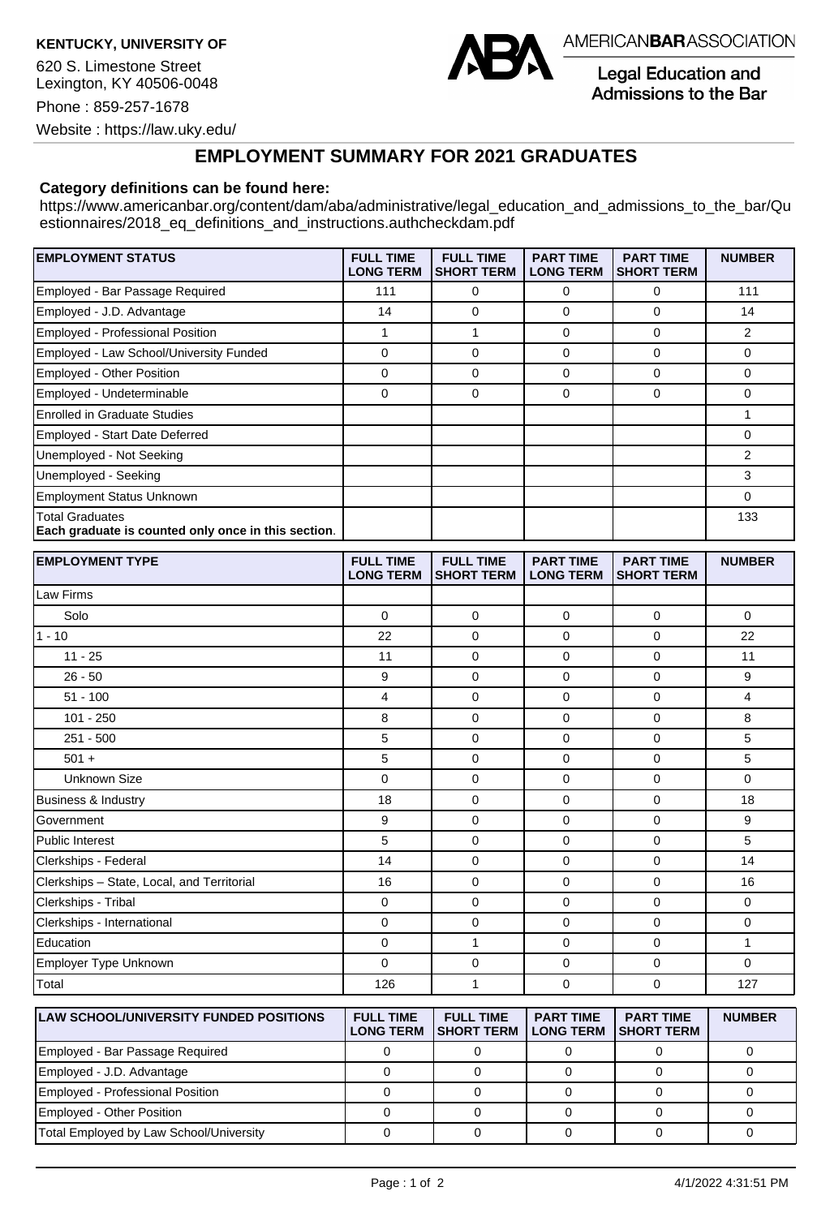**KENTUCKY, UNIVERSITY OF**

620 S. Limestone Street
Lexington, KY 40506-0048

Phone : 859-257-1678

Website : https://law.uky.edu/

AMERICAN**BAR**ASSOCIATION

Legal Education and Admissions to the Bar

# EMPLOYMENT SUMMARY FOR 2021 GRADUATES

**Category definitions can be found here:**

https://www.americanbar.org/content/dam/aba/administrative/legal_education_and_admissions_to_the_bar/Questionnaires/2018_eq_definitions_and_instructions.authcheckdam.pdf

| EMPLOYMENT STATUS | FULL TIME LONG TERM | FULL TIME SHORT TERM | PART TIME LONG TERM | PART TIME SHORT TERM | NUMBER |
|---|---|---|---|---|---|
| Employed - Bar Passage Required | 111 | 0 | 0 | 0 | 111 |
| Employed - J.D. Advantage | 14 | 0 | 0 | 0 | 14 |
| Employed - Professional Position | 1 | 1 | 0 | 0 | 2 |
| Employed - Law School/University Funded | 0 | 0 | 0 | 0 | 0 |
| Employed - Other Position | 0 | 0 | 0 | 0 | 0 |
| Employed - Undeterminable | 0 | 0 | 0 | 0 | 0 |
| Enrolled in Graduate Studies | | | | | 1 |
| Employed - Start Date Deferred | | | | | 0 |
| Unemployed - Not Seeking | | | | | 2 |
| Unemployed - Seeking | | | | | 3 |
| Employment Status Unknown | | | | | 0 |
| Total Graduates **Each graduate is counted only once in this section**. | | | | | 133 |

| EMPLOYMENT TYPE | FULL TIME LONG TERM | FULL TIME SHORT TERM | PART TIME LONG TERM | PART TIME SHORT TERM | NUMBER |
|---|---|---|---|---|---|
| Law Firms | | | | | |
| Solo | 0 | 0 | 0 | 0 | 0 |
| 1 - 10 | 22 | 0 | 0 | 0 | 22 |
| 11 - 25 | 11 | 0 | 0 | 0 | 11 |
| 26 - 50 | 9 | 0 | 0 | 0 | 9 |
| 51 - 100 | 4 | 0 | 0 | 0 | 4 |
| 101 - 250 | 8 | 0 | 0 | 0 | 8 |
| 251 - 500 | 5 | 0 | 0 | 0 | 5 |
| 501 + | 5 | 0 | 0 | 0 | 5 |
| Unknown Size | 0 | 0 | 0 | 0 | 0 |
| Business & Industry | 18 | 0 | 0 | 0 | 18 |
| Government | 9 | 0 | 0 | 0 | 9 |
| Public Interest | 5 | 0 | 0 | 0 | 5 |
| Clerkships - Federal | 14 | 0 | 0 | 0 | 14 |
| Clerkships – State, Local, and Territorial | 16 | 0 | 0 | 0 | 16 |
| Clerkships - Tribal | 0 | 0 | 0 | 0 | 0 |
| Clerkships - International | 0 | 0 | 0 | 0 | 0 |
| Education | 0 | 1 | 0 | 0 | 1 |
| Employer Type Unknown | 0 | 0 | 0 | 0 | 0 |
| Total | 126 | 1 | 0 | 0 | 127 |

| LAW SCHOOL/UNIVERSITY FUNDED POSITIONS | FULL TIME LONG TERM | FULL TIME SHORT TERM | PART TIME LONG TERM | PART TIME SHORT TERM | NUMBER |
|---|---|---|---|---|---|
| Employed - Bar Passage Required | 0 | 0 | 0 | 0 | 0 |
| Employed - J.D. Advantage | 0 | 0 | 0 | 0 | 0 |
| Employed - Professional Position | 0 | 0 | 0 | 0 | 0 |
| Employed - Other Position | 0 | 0 | 0 | 0 | 0 |
| Total Employed by Law School/University | 0 | 0 | 0 | 0 | 0 |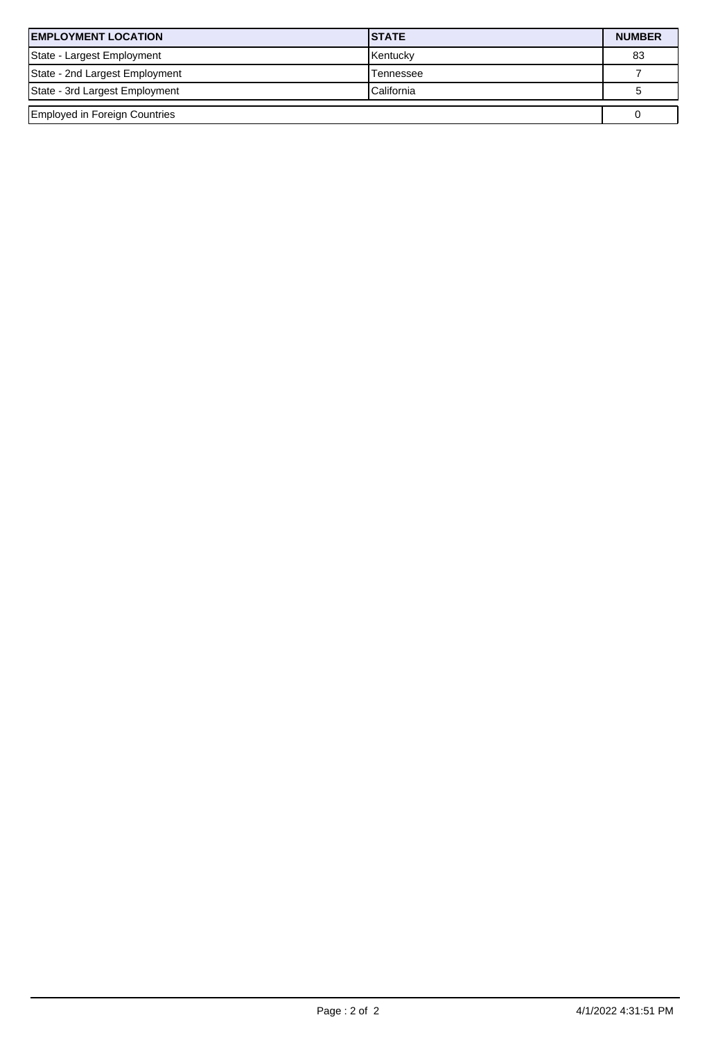| EMPLOYMENT LOCATION | STATE | NUMBER |
|---|---|---|
| State - Largest Employment | Kentucky | 83 |
| State - 2nd Largest Employment | Tennessee | 7 |
| State - 3rd Largest Employment | California | 5 |
| Employed in Foreign Countries | | 0 |

4/1/2022 4:31:51 PM